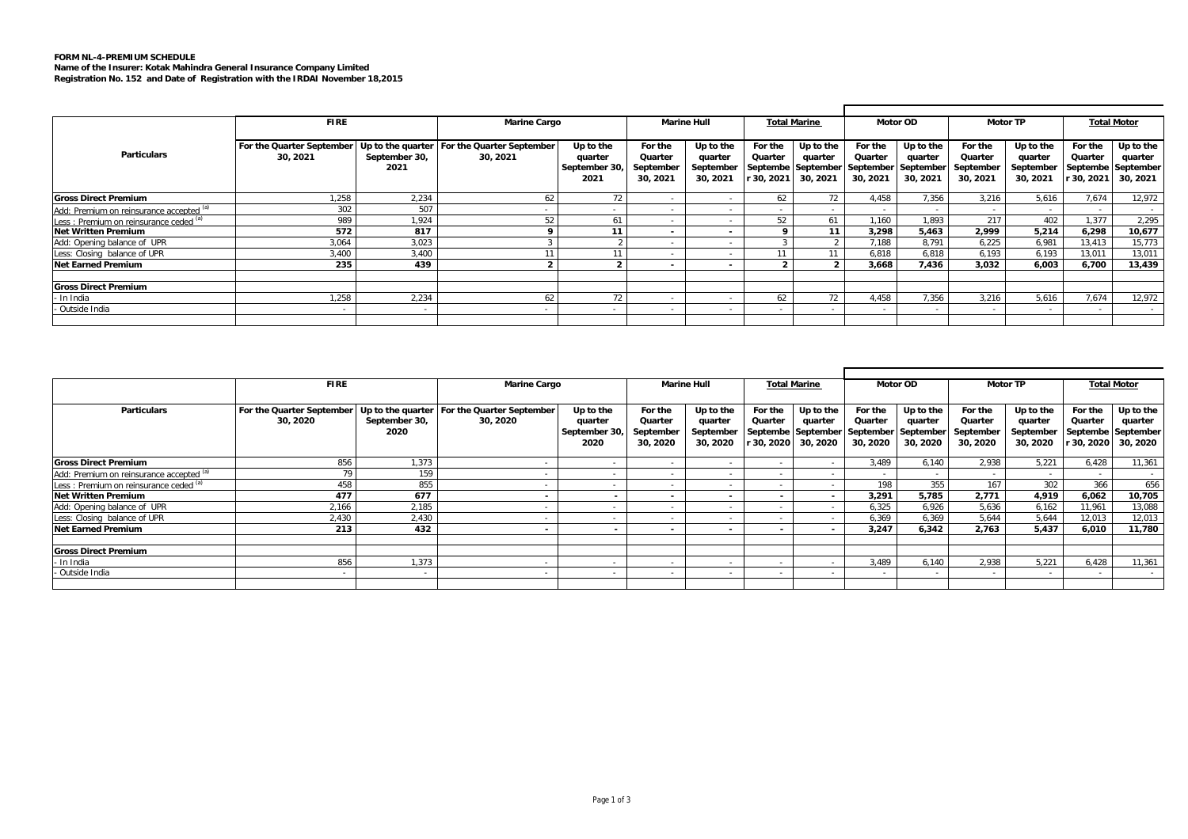**FORM NL-4-PREMIUM SCHEDULE**
**Name of the Insurer: Kotak Mahindra General Insurance Company Limited**
**Registration No. 152 and Date of Registration with the IRDAI November 18,2015**

| Particulars | FIRE | | Marine Cargo | | Marine Hull | | Total Marine | | Motor OD | | Motor TP | | Total Motor | |
|---|---|---|---|---|---|---|---|---|---|---|---|---|---|---|
| | For the Quarter September 30, 2021 | Up to the quarter September 30, 2021 | For the Quarter September 30, 2021 | Up to the quarter September 30, 2021 | For the Quarter September 30, 2021 | Up to the quarter September 30, 2021 | For the Quarter September 30, 2021 | Up to the quarter September 30, 2021 | For the Quarter September 30, 2021 | Up to the quarter September 30, 2021 | For the Quarter September 30, 2021 | Up to the quarter September 30, 2021 | For the Quarter September 30, 2021 | Up to the quarter September 30, 2021 |
| **Gross Direct Premium** | 1,258 | 2,234 | 62 | 72 | - | - | 62 | 72 | 4,458 | 7,356 | 3,216 | 5,616 | 7,674 | 12,972 |
| Add: Premium on reinsurance accepted [(a)] | 302 | 507 | - | - | - | - | - | - | - | - | - | - | - | - |
| Less : Premium on reinsurance ceded [(a)] | 989 | 1,924 | 52 | 61 | - | - | 52 | 61 | 1,160 | 1,893 | 217 | 402 | 1,377 | 2,295 |
| **Net Written Premium** | **572** | **817** | **9** | **11** | **-** | **-** | **9** | **11** | **3,298** | **5,463** | **2,999** | **5,214** | **6,298** | **10,677** |
| Add: Opening balance of UPR | 3,064 | 3,023 | 3 | 2 | - | - | 3 | 2 | 7,188 | 8,791 | 6,225 | 6,981 | 13,413 | 15,773 |
| Less: Closing balance of UPR | 3,400 | 3,400 | 11 | 11 | - | - | 11 | 11 | 6,818 | 6,818 | 6,193 | 6,193 | 13,011 | 13,011 |
| **Net Earned Premium** | **235** | **439** | **2** | **2** | **-** | **-** | **2** | **2** | **3,668** | **7,436** | **3,032** | **6,003** | **6,700** | **13,439** |
| | | | | | | | | | | | | | | |
| **Gross Direct Premium** | | | | | | | | | | | | | | |
| - In India | 1,258 | 2,234 | 62 | 72 | - | - | 62 | 72 | 4,458 | 7,356 | 3,216 | 5,616 | 7,674 | 12,972 |
| - Outside India | - | - | - | - | - | - | - | - | - | - | - | - | - | - |

| Particulars | FIRE | | Marine Cargo | | Marine Hull | | Total Marine | | Motor OD | | Motor TP | | Total Motor | |
|---|---|---|---|---|---|---|---|---|---|---|---|---|---|---|
| | For the Quarter September 30, 2020 | Up to the quarter September 30, 2020 | For the Quarter September 30, 2020 | Up to the quarter September 30, 2020 | For the Quarter September 30, 2020 | Up to the quarter September 30, 2020 | For the Quarter September 30, 2020 | Up to the quarter September 30, 2020 | For the Quarter September 30, 2020 | Up to the quarter September 30, 2020 | For the Quarter September 30, 2020 | Up to the quarter September 30, 2020 | For the Quarter September 30, 2020 | Up to the quarter September 30, 2020 |
| **Gross Direct Premium** | 856 | 1,373 | - | - | - | - | - | - | 3,489 | 6,140 | 2,938 | 5,221 | 6,428 | 11,361 |
| Add: Premium on reinsurance accepted [(a)] | 79 | 159 | - | - | - | - | - | - | - | - | - | - | - | - |
| Less : Premium on reinsurance ceded [(a)] | 458 | 855 | - | - | - | - | - | - | 198 | 355 | 167 | 302 | 366 | 656 |
| **Net Written Premium** | **477** | **677** | **-** | **-** | **-** | **-** | **-** | **-** | **3,291** | **5,785** | **2,771** | **4,919** | **6,062** | **10,705** |
| Add: Opening balance of UPR | 2,166 | 2,185 | - | - | - | - | - | - | 6,325 | 6,926 | 5,636 | 6,162 | 11,961 | 13,088 |
| Less: Closing balance of UPR | 2,430 | 2,430 | - | - | - | - | - | - | 6,369 | 6,369 | 5,644 | 5,644 | 12,013 | 12,013 |
| **Net Earned Premium** | **213** | **432** | **-** | **-** | **-** | **-** | **-** | **-** | **3,247** | **6,342** | **2,763** | **5,437** | **6,010** | **11,780** |
| | | | | | | | | | | | | | | |
| **Gross Direct Premium** | | | | | | | | | | | | | | |
| - In India | 856 | 1,373 | - | - | - | - | - | - | 3,489 | 6,140 | 2,938 | 5,221 | 6,428 | 11,361 |
| - Outside India | - | - | - | - | - | - | - | - | - | - | - | - | - | - |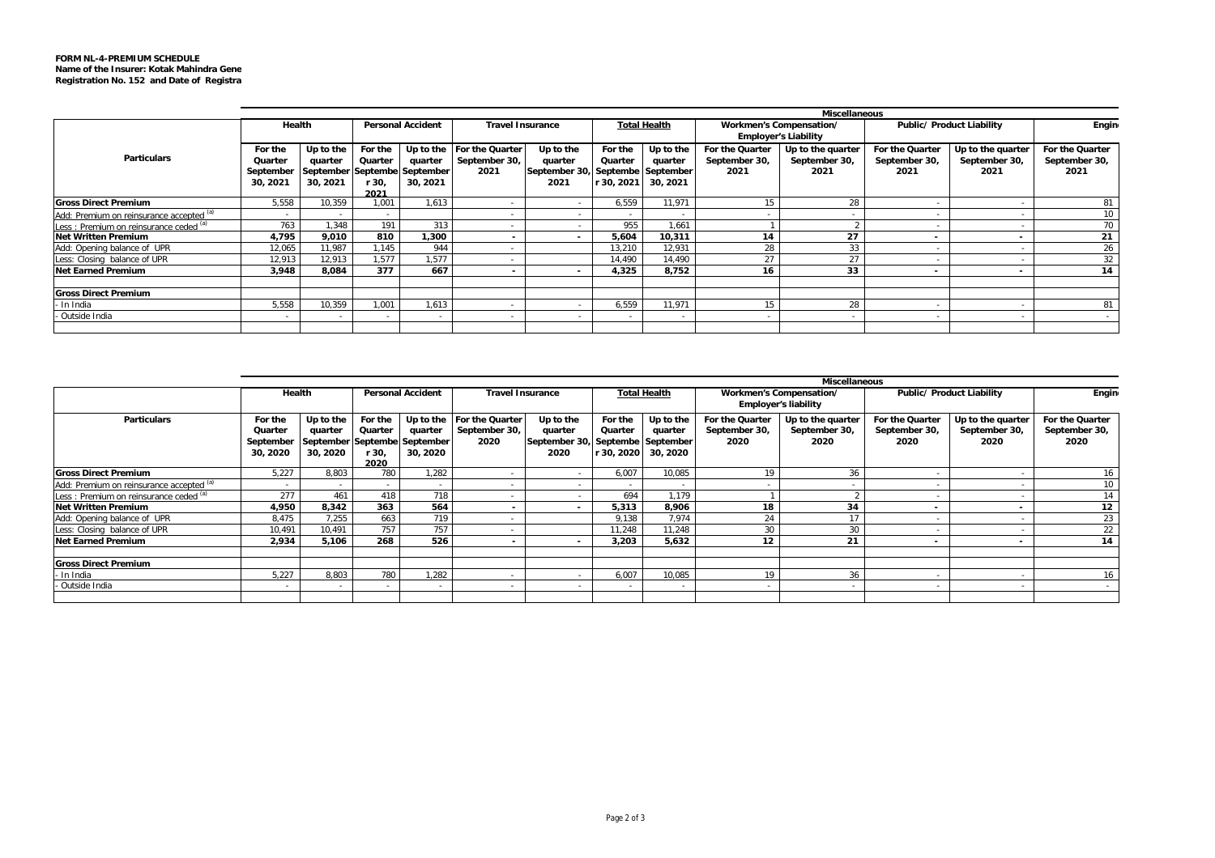**FORM NL-4-PREMIUM SCHEDULE**
**Name of the Insurer: Kotak Mahindra Gene**
**Registration No. 152 and Date of Registra**

| Particulars | Miscellaneous | | | | | | | | | | | | |
|---|---|---|---|---|---|---|---|---|---|---|---|---|---|
| | Health | | Personal Accident | | Travel Insurance | | Total Health | | Workmen's Compensation/ Employer's Liability | | Public/ Product Liability | | Engin |
| | For the Quarter September 30, 2021 | Up to the quarter September 30, 2021 | For the Quarter September 30, 2021 | Up to the quarter September 30, 2021 | For the Quarter September 30, 2021 | Up to the quarter September 30, 2021 | For the Quarter September 30, 2021 | Up to the quarter September 30, 2021 | For the Quarter September 30, 2021 | Up to the quarter September 30, 2021 | For the Quarter September 30, 2021 | Up to the quarter September 30, 2021 | For the Quarter September 30, 2021 |
| **Gross Direct Premium** | 5,558 | 10,359 | 1,001 | 1,613 | - | - | 6,559 | 11,971 | 15 | 28 | - | - | 81 |
| Add: Premium on reinsurance accepted [a] | - | - | - | - | - | - | - | - | - | - | - | - | 10 |
| Less : Premium on reinsurance ceded [a] | 763 | 1,348 | 191 | 313 | - | - | 955 | 1,661 | 1 | 2 | - | - | 70 |
| **Net Written Premium** | **4,795** | **9,010** | **810** | **1,300** | **-** | **-** | **5,604** | **10,311** | **14** | **27** | **-** | **-** | **21** |
| Add: Opening balance of UPR | 12,065 | 11,987 | 1,145 | 944 | - | | 13,210 | 12,931 | 28 | 33 | - | - | 26 |
| Less: Closing balance of UPR | 12,913 | 12,913 | 1,577 | 1,577 | - | | 14,490 | 14,490 | 27 | 27 | - | - | 32 |
| **Net Earned Premium** | **3,948** | **8,084** | **377** | **667** | **-** | **-** | **4,325** | **8,752** | **16** | **33** | **-** | **-** | **14** |
| | | | | | | | | | | | | | |
| **Gross Direct Premium** | | | | | | | | | | | | | |
| - In India | 5,558 | 10,359 | 1,001 | 1,613 | - | - | 6,559 | 11,971 | 15 | 28 | - | - | 81 |
| - Outside India | - | - | - | - | - | - | - | - | - | - | - | - | - |

| Particulars | Miscellaneous | | | | | | | | | | | | |
|---|---|---|---|---|---|---|---|---|---|---|---|---|---|
| | Health | | Personal Accident | | Travel Insurance | | Total Health | | Workmen's Compensation/ Employer's liability | | Public/ Product Liability | | Engin |
| | For the Quarter September 30, 2020 | Up to the quarter September 30, 2020 | For the Quarter September 30, 2020 | Up to the quarter September 30, 2020 | For the Quarter September 30, 2020 | Up to the quarter September 30, 2020 | For the Quarter September 30, 2020 | Up to the quarter September 30, 2020 | For the Quarter September 30, 2020 | Up to the quarter September 30, 2020 | For the Quarter September 30, 2020 | Up to the quarter September 30, 2020 | For the Quarter September 30, 2020 |
| **Gross Direct Premium** | 5,227 | 8,803 | 780 | 1,282 | - | - | 6,007 | 10,085 | 19 | 36 | - | - | 16 |
| Add: Premium on reinsurance accepted [a] | - | - | - | - | - | - | - | - | - | - | - | - | 10 |
| Less : Premium on reinsurance ceded [a] | 277 | 461 | 418 | 718 | - | - | 694 | 1,179 | 1 | 2 | - | - | 14 |
| **Net Written Premium** | **4,950** | **8,342** | **363** | **564** | **-** | **-** | **5,313** | **8,906** | **18** | **34** | **-** | **-** | **12** |
| Add: Opening balance of UPR | 8,475 | 7,255 | 663 | 719 | - | | 9,138 | 7,974 | 24 | 17 | - | - | 23 |
| Less: Closing balance of UPR | 10,491 | 10,491 | 757 | 757 | - | | 11,248 | 11,248 | 30 | 30 | - | - | 22 |
| **Net Earned Premium** | **2,934** | **5,106** | **268** | **526** | **-** | **-** | **3,203** | **5,632** | **12** | **21** | **-** | **-** | **14** |
| | | | | | | | | | | | | | |
| **Gross Direct Premium** | | | | | | | | | | | | | |
| - In India | 5,227 | 8,803 | 780 | 1,282 | - | - | 6,007 | 10,085 | 19 | 36 | - | - | 16 |
| - Outside India | - | - | - | - | - | - | - | - | - | - | - | - | - |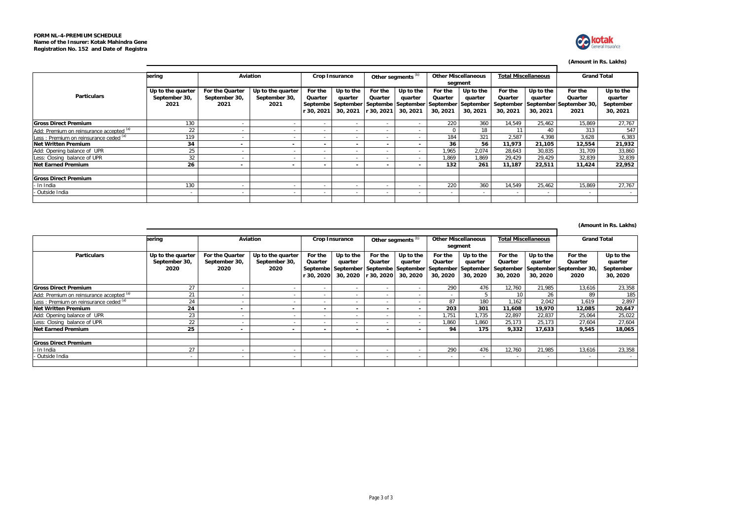**FORM NL-4-PREMIUM SCHEDULE**
**Name of the Insurer: Kotak Mahindra Gene**
**Registration No. 152 and Date of Registra**

**(Amount in Rs. Lakhs)**

| Particulars | eering | Aviation | | Crop Insurance | | Other segments [(b)] | | Other Miscellaneous segment | | Total Miscellaneous | | Grand Total | |
|---|---|---|---|---|---|---|---|---|---|---|---|---|---|
| | Up to the quarter September 30, 2021 | For the Quarter September 30, 2021 | Up to the quarter September 30, 2021 | For the Quarter September 30, 2021 | Up to the quarter September 30, 2021 | For the Quarter September 30, 2021 | Up to the quarter September 30, 2021 | For the Quarter September 30, 2021 | Up to the quarter September 30, 2021 | For the Quarter September 30, 2021 | Up to the quarter September 30, 2021 | For the Quarter September 30, 2021 | Up to the quarter September 30, 2021 |
| **Gross Direct Premium** | 130 | - | - | - | - | - | - | 220 | 360 | 14,549 | 25,462 | 15,869 | 27,767 |
| Add: Premium on reinsurance accepted [(a)] | 22 | - | - | - | - | - | - | 0 | 18 | 11 | 40 | 313 | 547 |
| Less : Premium on reinsurance ceded [(a)] | 119 | - | - | - | - | - | - | 184 | 321 | 2,587 | 4,398 | 3,628 | 6,383 |
| **Net Written Premium** | **34** | **-** | **-** | **-** | **-** | **-** | **-** | **36** | **56** | **11,973** | **21,105** | **12,554** | **21,932** |
| Add: Opening balance of UPR | 25 | - | - | - | - | - | - | 1,965 | 2,074 | 28,643 | 30,835 | 31,709 | 33,860 |
| Less: Closing balance of UPR | 32 | - | - | - | - | - | - | 1,869 | 1,869 | 29,429 | 29,429 | 32,839 | 32,839 |
| **Net Earned Premium** | **26** | **-** | **-** | **-** | **-** | **-** | **-** | **132** | **261** | **11,187** | **22,511** | **11,424** | **22,952** |
| | | | | | | | | | | | | | |
| **Gross Direct Premium** | | | | | | | | | | | | | |
| - In India | 130 | - | - | - | - | - | - | 220 | 360 | 14,549 | 25,462 | 15,869 | 27,767 |
| - Outside India | - | - | - | - | - | - | - | - | - | - | - | - | - |

**(Amount in Rs. Lakhs)**

| Particulars | eering | Aviation | | Crop Insurance | | Other segments [(b)] | | Other Miscellaneous segment | | Total Miscellaneous | | Grand Total | |
|---|---|---|---|---|---|---|---|---|---|---|---|---|---|
| | Up to the quarter September 30, 2020 | For the Quarter September 30, 2020 | Up to the quarter September 30, 2020 | For the Quarter September 30, 2020 | Up to the quarter September 30, 2020 | For the Quarter September 30, 2020 | Up to the quarter September 30, 2020 | For the Quarter September 30, 2020 | Up to the quarter September 30, 2020 | For the Quarter September 30, 2020 | Up to the quarter September 30, 2020 | For the Quarter September 30, 2020 | Up to the quarter September 30, 2020 |
| **Gross Direct Premium** | 27 | - | - | - | - | - | - | 290 | 476 | 12,760 | 21,985 | 13,616 | 23,358 |
| Add: Premium on reinsurance accepted [(a)] | 21 | - | - | - | - | - | - | - | 5 | 10 | 26 | 89 | 185 |
| Less : Premium on reinsurance ceded [(a)] | 24 | - | - | - | - | - | - | 87 | 180 | 1,162 | 2,042 | 1,619 | 2,897 |
| **Net Written Premium** | **24** | **-** | **-** | **-** | **-** | **-** | **-** | **203** | **301** | **11,608** | **19,970** | **12,085** | **20,647** |
| Add: Opening balance of UPR | 23 | - | - | - | - | - | - | 1,751 | 1,735 | 22,897 | 22,837 | 25,064 | 25,022 |
| Less: Closing balance of UPR | 22 | - | - | - | - | - | - | 1,860 | 1,860 | 25,173 | 25,173 | 27,604 | 27,604 |
| **Net Earned Premium** | **25** | **-** | **-** | **-** | **-** | **-** | **-** | **94** | **175** | **9,332** | **17,633** | **9,545** | **18,065** |
| | | | | | | | | | | | | | |
| **Gross Direct Premium** | | | | | | | | | | | | | |
| - In India | 27 | - | - | - | - | - | - | 290 | 476 | 12,760 | 21,985 | 13,616 | 23,358 |
| - Outside India | - | - | - | - | - | - | - | - | - | - | - | - | - |